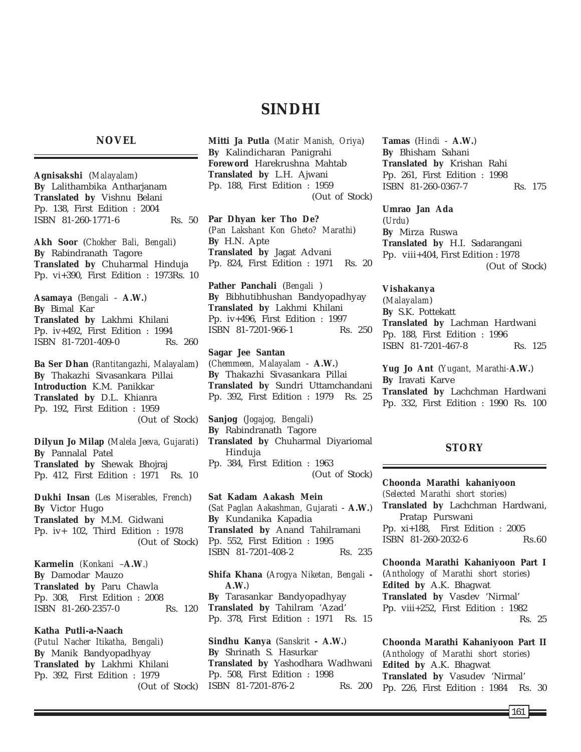# SINDHI

## NOVEL

**Agnisakshi** (*Malayalam*)
**By** Lalithambika Antharjanam
**Translated by** Vishnu Belani
Pp. 138, First Edition : 2004
ISBN 81-260-1771-6 Rs. 50

**Akh Soor** (*Chokher Bali, Bengali*)
**By** Rabindranath Tagore
**Translated by** Chuharmal Hinduja
Pp. vi+390, First Edition : 1973Rs. 10

**Asamaya** (*Bengali* - **A.W.**)
**By** Bimal Kar
**Translated by** Lakhmi Khilani
Pp. iv+492, First Edition : 1994
ISBN 81-7201-409-0 Rs. 260

**Ba Ser Dhan** (*Rantitangazhi, Malayalam*)
**By** Thakazhi Sivasankara Pillai
**Introduction** K.M. Panikkar
**Translated by** D.L. Khianra
Pp. 192, First Edition : 1959
(Out of Stock)

**Dilyun Jo Milap** (*Malela Jeeva, Gujarati*)
**By** Pannalal Patel
**Translated by** Shewak Bhojraj
Pp. 412, First Edition : 1971 Rs. 10

**Dukhi Insan** (*Les Miserables, French*)
**By** Victor Hugo
**Translated by** M.M. Gidwani
Pp. iv+ 102, Third Edition : 1978
(Out of Stock)

**Karmelin** (*Konkani* –**A.W**.)
**By** Damodar Mauzo
**Translated by** Paru Chawla
Pp. 308, First Edition : 2008
ISBN 81-260-2357-0 Rs. 120

**Katha Putli-a-Naach**
(*Putul Nacher Itikatha, Bengali*)
**By** Manik Bandyopadhyay
**Translated by** Lakhmi Khilani
Pp. 392, First Edition : 1979
(Out of Stock)

**Mitti Ja Putla** (*Matir Manish, Oriya*)
**By** Kalindicharan Panigrahi
**Foreword** Harekrushna Mahtab
**Translated by** L.H. Ajwani
Pp. 188, First Edition : 1959
(Out of Stock)

**Par Dhyan ker Tho De?**
(*Pan Lakshant Kon Gheto? Marathi*)
**By** H.N. Apte
**Translated by** Jagat Advani
Pp. 824, First Edition : 1971 Rs. 20

**Pather Panchali** (*Bengali* )
**By** Bibhutibhushan Bandyopadhyay
**Translated by** Lakhmi Khilani
Pp. iv+496, First Edition : 1997
ISBN 81-7201-966-1 Rs. 250

**Sagar Jee Santan**
(*Chemmeen, Malayalam* - **A.W.**)
**By** Thakazhi Sivasankara Pillai
**Translated by** Sundri Uttamchandani
Pp. 392, First Edition : 1979 Rs. 25

**Sanjog** (*Jogajog, Bengali*)
**By** Rabindranath Tagore
**Translated by** Chuharmal Diyariomal Hinduja
Pp. 384, First Edition : 1963
(Out of Stock)

**Sat Kadam Aakash Mein**
(*Sat Paglan Aakashman, Gujarati* - **A.W.**)
**By** Kundanika Kapadia
**Translated by** Anand Tahilramani
Pp. 552, First Edition : 1995
ISBN 81-7201-408-2 Rs. 235

**Shifa Khana** (*Arogya Niketan, Bengali* - **A.W.**)
**By** Tarasankar Bandyopadhyay
**Translated by** Tahilram 'Azad'
Pp. 378, First Edition : 1971 Rs. 15

**Sindhu Kanya** (*Sanskrit* - **A.W.**)
**By** Shrinath S. Hasurkar
**Translated by** Yashodhara Wadhwani
Pp. 508, First Edition : 1998
ISBN 81-7201-876-2 Rs. 200

**Tamas** (*Hindi* - **A.W.**)
**By** Bhisham Sahani
**Translated by** Krishan Rahi
Pp. 261, First Edition : 1998
ISBN 81-260-0367-7 Rs. 175

**Umrao Jan Ada**
(*Urdu*)
**By** Mirza Ruswa
**Translated by** H.I. Sadarangani
Pp. viii+404, First Edition : 1978
(Out of Stock)

**Vishakanya**
(*Malayalam*)
**By** S.K. Pottekatt
**Translated by** Lachman Hardwani
Pp. 188, First Edition : 1996
ISBN 81-7201-467-8 Rs. 125

**Yug Jo Ant** (*Yugant, Marathi*-**A.W.**)
**By** Iravati Karve
**Translated by** Lachchman Hardwani
Pp. 332, First Edition : 1990 Rs. 100

## STORY

**Choonda Marathi kahaniyoon**
(*Selected Marathi short stories*)
**Translated by** Lachchman Hardwani, Pratap Purswani
Pp. xi+188, First Edition : 2005
ISBN 81-260-2032-6 Rs.60

**Choonda Marathi Kahaniyoon Part I**
(*Anthology of Marathi short stories*)
**Edited by** A.K. Bhagwat
**Translated by** Vasdev 'Nirmal'
Pp. viii+252, First Edition : 1982
Rs. 25

**Choonda Marathi Kahaniyoon Part II**
(*Anthology of Marathi short stories*)
**Edited by** A.K. Bhagwat
**Translated by** Vasudev 'Nirmal'
Pp. 226, First Edition : 1984 Rs. 30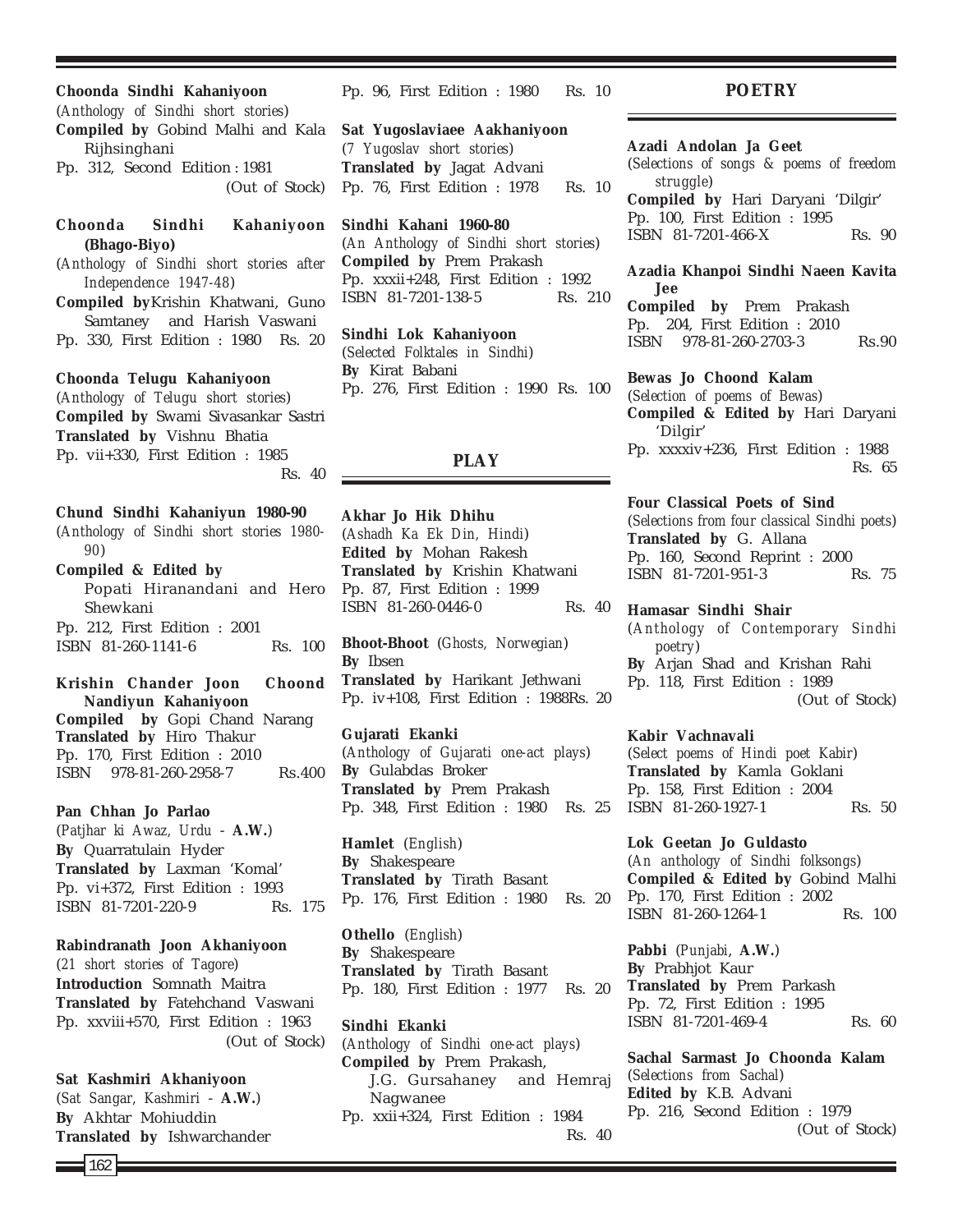**Choonda Sindhi Kahaniyoon**
(*Anthology of Sindhi short stories*)
**Compiled by** Gobind Malhi and Kala Rijhsinghani
Pp. 312, Second Edition : 1981
(Out of Stock)

**Choonda Sindhi Kahaniyoon (Bhago-Biyo)**
(*Anthology of Sindhi short stories after Independence 1947-48*)
**Compiled by** Krishin Khatwani, Guno Samtaney and Harish Vaswani
Pp. 330, First Edition : 1980 Rs. 20

**Choonda Telugu Kahaniyoon**
(*Anthology of Telugu short stories*)
**Compiled by** Swami Sivasankar Sastri
**Translated by** Vishnu Bhatia
Pp. vii+330, First Edition : 1985
Rs. 40

**Chund Sindhi Kahaniyun 1980-90**
(*Anthology of Sindhi short stories 1980-90*)
**Compiled & Edited by**
Popati Hiranandani and Hero Shewkani
Pp. 212, First Edition : 2001
ISBN 81-260-1141-6 Rs. 100

**Krishin Chander Joon Choond Nandiyun Kahaniyoon**
**Compiled by** Gopi Chand Narang
**Translated by** Hiro Thakur
Pp. 170, First Edition : 2010
ISBN 978-81-260-2958-7 Rs.400

**Pan Chhan Jo Parlao**
(*Patjhar ki Awaz, Urdu* - **A.W.**)
**By** Quarratulain Hyder
**Translated by** Laxman 'Komal'
Pp. vi+372, First Edition : 1993
ISBN 81-7201-220-9 Rs. 175

**Rabindranath Joon Akhaniyoon**
(*21 short stories of Tagore*)
**Introduction** Somnath Maitra
**Translated by** Fatehchand Vaswani
Pp. xxviii+570, First Edition : 1963
(Out of Stock)

**Sat Kashmiri Akhaniyoon**
(*Sat Sangar, Kashmiri* - **A.W.**)
**By** Akhtar Mohiuddin
**Translated by** Ishwarchander
Pp. 96, First Edition : 1980 Rs. 10

**Sat Yugoslaviaee Aakhaniyoon**
(*7 Yugoslav short stories*)
**Translated by** Jagat Advani
Pp. 76, First Edition : 1978 Rs. 10

**Sindhi Kahani 1960-80**
(*An Anthology of Sindhi short stories*)
**Compiled by** Prem Prakash
Pp. xxxii+248, First Edition : 1992
ISBN 81-7201-138-5 Rs. 210

**Sindhi Lok Kahaniyoon**
(*Selected Folktales in Sindhi*)
**By** Kirat Babani
Pp. 276, First Edition : 1990 Rs. 100

## PLAY

**Akhar Jo Hik Dhihu**
(*Ashadh Ka Ek Din, Hindi*)
**Edited by** Mohan Rakesh
**Translated by** Krishin Khatwani
Pp. 87, First Edition : 1999
ISBN 81-260-0446-0 Rs. 40

**Bhoot-Bhoot** (*Ghosts, Norwegian*)
**By** Ibsen
**Translated by** Harikant Jethwani
Pp. iv+108, First Edition : 1988Rs. 20

**Gujarati Ekanki**
(*Anthology of Gujarati one-act plays*)
**By** Gulabdas Broker
**Translated by** Prem Prakash
Pp. 348, First Edition : 1980 Rs. 25

**Hamlet** (*English*)
**By** Shakespeare
**Translated by** Tirath Basant
Pp. 176, First Edition : 1980 Rs. 20

**Othello** (*English*)
**By** Shakespeare
**Translated by** Tirath Basant
Pp. 180, First Edition : 1977 Rs. 20

**Sindhi Ekanki**
(*Anthology of Sindhi one-act plays*)
**Compiled by** Prem Prakash, J.G. Gursahaney and Hemraj Nagwanee
Pp. xxii+324, First Edition : 1984
Rs. 40

## POETRY

**Azadi Andolan Ja Geet**
(*Selections of songs & poems of freedom struggle*)
**Compiled by** Hari Daryani 'Dilgir'
Pp. 100, First Edition : 1995
ISBN 81-7201-466-X Rs. 90

**Azadia Khanpoi Sindhi Naeen Kavita Jee**
**Compiled by** Prem Prakash
Pp. 204, First Edition : 2010
ISBN 978-81-260-2703-3 Rs.90

**Bewas Jo Choond Kalam**
(*Selection of poems of Bewas*)
**Compiled & Edited by** Hari Daryani 'Dilgir'
Pp. xxxxiv+236, First Edition : 1988
Rs. 65

**Four Classical Poets of Sind**
(*Selections from four classical Sindhi poets*)
**Translated by** G. Allana
Pp. 160, Second Reprint : 2000
ISBN 81-7201-951-3 Rs. 75

**Hamasar Sindhi Shair**
(*Anthology of Contemporary Sindhi poetry*)
**By** Arjan Shad and Krishan Rahi
Pp. 118, First Edition : 1989
(Out of Stock)

**Kabir Vachnavali**
(*Select poems of Hindi poet Kabir*)
**Translated by** Kamla Goklani
Pp. 158, First Edition : 2004
ISBN 81-260-1927-1 Rs. 50

**Lok Geetan Jo Guldasto**
(*An anthology of Sindhi folksongs*)
**Compiled & Edited by** Gobind Malhi
Pp. 170, First Edition : 2002
ISBN 81-260-1264-1 Rs. 100

**Pabbi** (*Punjabi*, **A.W.**)
**By** Prabhjot Kaur
**Translated by** Prem Parkash
Pp. 72, First Edition : 1995
ISBN 81-7201-469-4 Rs. 60

**Sachal Sarmast Jo Choonda Kalam**
(*Selections from Sachal*)
**Edited by** K.B. Advani
Pp. 216, Second Edition : 1979
(Out of Stock)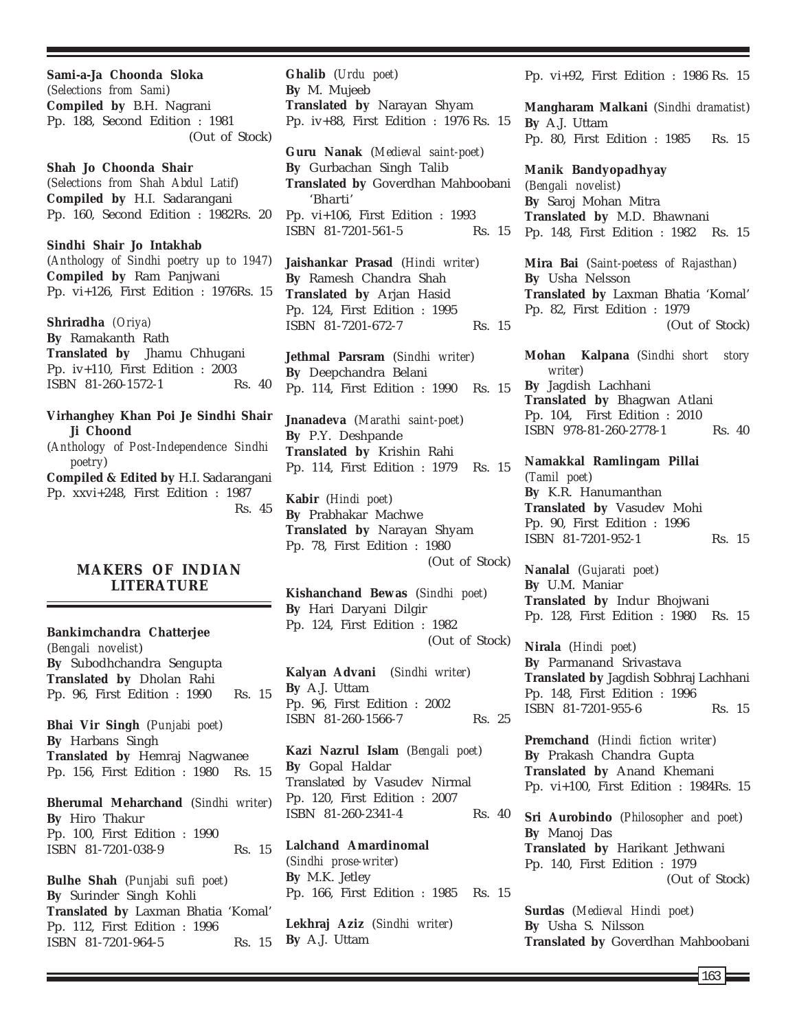**Sami-a-Ja Choonda Sloka**
(*Selections from Sami*)
**Compiled by** B.H. Nagrani
Pp. 188, Second Edition : 1981
(Out of Stock)

**Shah Jo Choonda Shair**
(*Selections from Shah Abdul Latif*)
**Compiled by** H.I. Sadarangani
Pp. 160, Second Edition : 1982Rs. 20

**Sindhi Shair Jo Intakhab**
(*Anthology of Sindhi poetry up to 1947*)
**Compiled by** Ram Panjwani
Pp. vi+126, First Edition : 1976Rs. 15

**Shriradha** (*Oriya*)
**By** Ramakanth Rath
**Translated by** Jhamu Chhugani
Pp. iv+110, First Edition : 2003
ISBN 81-260-1572-1 Rs. 40

**Virhanghey Khan Poi Je Sindhi Shair Ji Choond**
(*Anthology of Post-Independence Sindhi poetry*)
**Compiled & Edited by** H.I. Sadarangani
Pp. xxvi+248, First Edition : 1987
Rs. 45

## MAKERS OF INDIAN LITERATURE

**Bankimchandra Chatterjee**
(*Bengali novelist*)
**By** Subodhchandra Sengupta
**Translated by** Dholan Rahi
Pp. 96, First Edition : 1990 Rs. 15

**Bhai Vir Singh** (*Punjabi poet*)
**By** Harbans Singh
**Translated by** Hemraj Nagwanee
Pp. 156, First Edition : 1980 Rs. 15

**Bherumal Meharchand** (*Sindhi writer*)
**By** Hiro Thakur
Pp. 100, First Edition : 1990
ISBN 81-7201-038-9 Rs. 15

**Bulhe Shah** (*Punjabi sufi poet*)
**By** Surinder Singh Kohli
**Translated by** Laxman Bhatia 'Komal'
Pp. 112, First Edition : 1996
ISBN 81-7201-964-5 Rs. 15

**Ghalib** (*Urdu poet*)
**By** M. Mujeeb
**Translated by** Narayan Shyam
Pp. iv+88, First Edition : 1976 Rs. 15

**Guru Nanak** (*Medieval saint-poet*)
**By** Gurbachan Singh Talib
**Translated by** Goverdhan Mahboobani 'Bharti'
Pp. vi+106, First Edition : 1993
ISBN 81-7201-561-5 Rs. 15

**Jaishankar Prasad** (*Hindi writer*)
**By** Ramesh Chandra Shah
**Translated by** Arjan Hasid
Pp. 124, First Edition : 1995
ISBN 81-7201-672-7 Rs. 15

**Jethmal Parsram** (*Sindhi writer*)
**By** Deepchandra Belani
Pp. 114, First Edition : 1990 Rs. 15

**Jnanadeva** (*Marathi saint-poet*)
**By** P.Y. Deshpande
**Translated by** Krishin Rahi
Pp. 114, First Edition : 1979 Rs. 15

**Kabir** (*Hindi poet*)
**By** Prabhakar Machwe
**Translated by** Narayan Shyam
Pp. 78, First Edition : 1980
(Out of Stock)

**Kishanchand Bewas** (*Sindhi poet*)
**By** Hari Daryani Dilgir
Pp. 124, First Edition : 1982
(Out of Stock)

**Kalyan Advani** (*Sindhi writer*)
**By** A.J. Uttam
Pp. 96, First Edition : 2002
ISBN 81-260-1566-7 Rs. 25

**Kazi Nazrul Islam** (*Bengali poet*)
**By** Gopal Haldar
Translated by Vasudev Nirmal
Pp. 120, First Edition : 2007
ISBN 81-260-2341-4 Rs. 40

**Lalchand Amardinomal**
(*Sindhi prose-writer*)
**By** M.K. Jetley
Pp. 166, First Edition : 1985 Rs. 15

**Lekhraj Aziz** (*Sindhi writer*)
**By** A.J. Uttam
Pp. vi+92, First Edition : 1986 Rs. 15

**Mangharam Malkani** (*Sindhi dramatist*)
**By** A.J. Uttam
Pp. 80, First Edition : 1985 Rs. 15

**Manik Bandyopadhyay**
(*Bengali novelist*)
**By** Saroj Mohan Mitra
**Translated by** M.D. Bhawnani
Pp. 148, First Edition : 1982 Rs. 15

**Mira Bai** (*Saint-poetess of Rajasthan*)
**By** Usha Nelsson
**Translated by** Laxman Bhatia 'Komal'
Pp. 82, First Edition : 1979
(Out of Stock)

**Mohan Kalpana** (*Sindhi short story writer*)
**By** Jagdish Lachhani
**Translated by** Bhagwan Atlani
Pp. 104, First Edition : 2010
ISBN 978-81-260-2778-1 Rs. 40

**Namakkal Ramlingam Pillai**
(*Tamil poet*)
**By** K.R. Hanumanthan
**Translated by** Vasudev Mohi
Pp. 90, First Edition : 1996
ISBN 81-7201-952-1 Rs. 15

**Nanalal** (*Gujarati poet*)
**By** U.M. Maniar
**Translated by** Indur Bhojwani
Pp. 128, First Edition : 1980 Rs. 15

**Nirala** (*Hindi poet*)
**By** Parmanand Srivastava
**Translated by** Jagdish Sobhraj Lachhani
Pp. 148, First Edition : 1996
ISBN 81-7201-955-6 Rs. 15

**Premchand** (*Hindi fiction writer*)
**By** Prakash Chandra Gupta
**Translated by** Anand Khemani
Pp. vi+100, First Edition : 1984Rs. 15

**Sri Aurobindo** (*Philosopher and poet*)
**By** Manoj Das
**Translated by** Harikant Jethwani
Pp. 140, First Edition : 1979
(Out of Stock)

**Surdas** (*Medieval Hindi poet*)
**By** Usha S. Nilsson
**Translated by** Goverdhan Mahboobani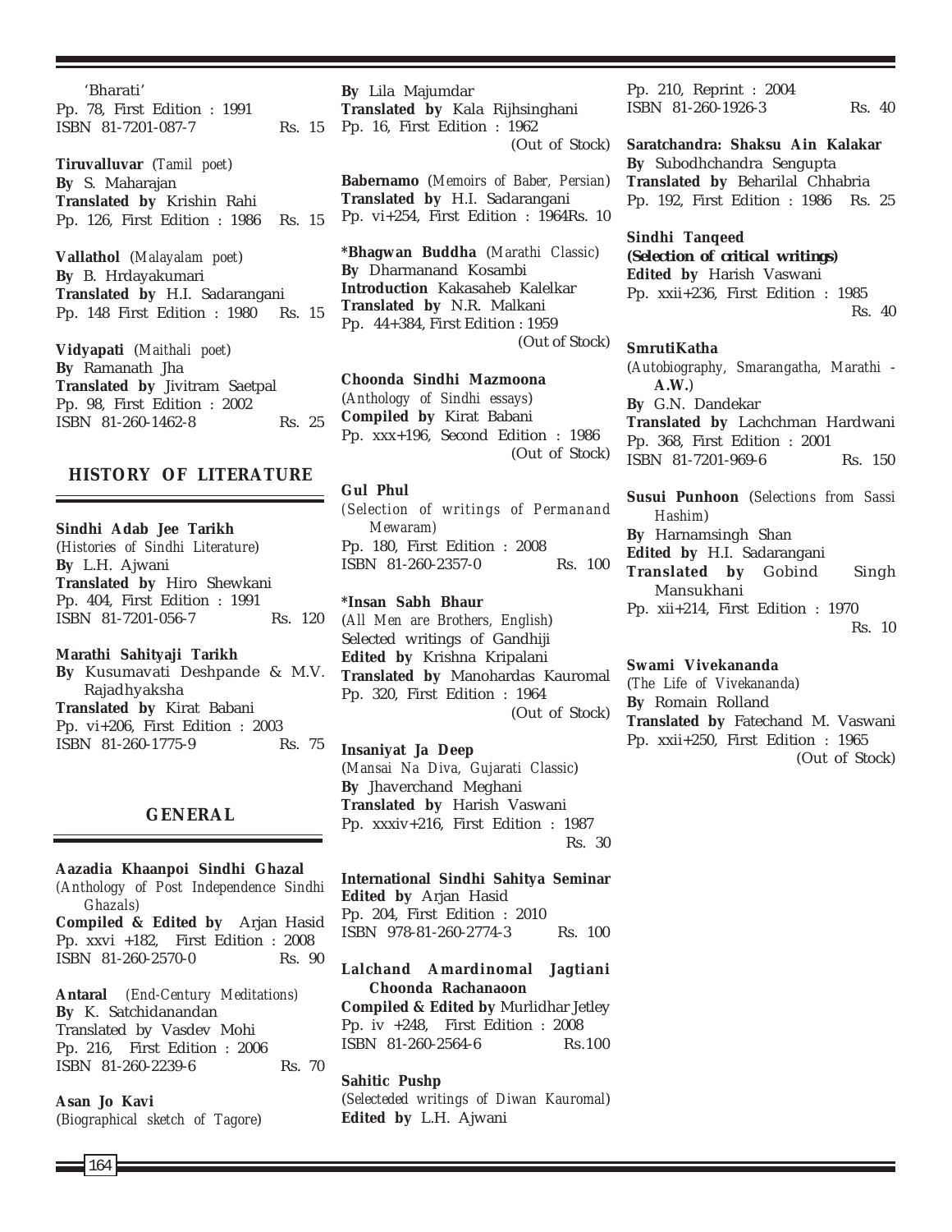'Bharati'
Pp. 78, First Edition : 1991
ISBN 81-7201-087-7 Rs. 15

**Tiruvalluvar** (*Tamil poet*)
**By** S. Maharajan
**Translated by** Krishin Rahi
Pp. 126, First Edition : 1986 Rs. 15

**Vallathol** (*Malayalam poet*)
**By** B. Hrdayakumari
**Translated by** H.I. Sadarangani
Pp. 148 First Edition : 1980 Rs. 15

**Vidyapati** (*Maithali poet*)
**By** Ramanath Jha
**Translated by** Jivitram Saetpal
Pp. 98, First Edition : 2002
ISBN 81-260-1462-8 Rs. 25

## HISTORY OF LITERATURE

**Sindhi Adab Jee Tarikh**
(*Histories of Sindhi Literature*)
**By** L.H. Ajwani
**Translated by** Hiro Shewkani
Pp. 404, First Edition : 1991
ISBN 81-7201-056-7 Rs. 120

**Marathi Sahityaji Tarikh**
**By** Kusumavati Deshpande & M.V. Rajadhyaksha
**Translated by** Kirat Babani
Pp. vi+206, First Edition : 2003
ISBN 81-260-1775-9 Rs. 75

## GENERAL

**Aazadia Khaanpoi Sindhi Ghazal**
(*Anthology of Post Independence Sindhi Ghazals*)
**Compiled & Edited by** Arjan Hasid
Pp. xxvi +182, First Edition : 2008
ISBN 81-260-2570-0 Rs. 90

**Antaral** (*End-Century Meditations*)
**By** K. Satchidanandan
Translated by Vasdev Mohi
Pp. 216, First Edition : 2006
ISBN 81-260-2239-6 Rs. 70

**Asan Jo Kavi**
(*Biographical sketch of Tagore*)
**By** Lila Majumdar
**Translated by** Kala Rijhsinghani
Pp. 16, First Edition : 1962
(Out of Stock)

**Babernamo** (*Memoirs of Baber, Persian*)
**Translated by** H.I. Sadarangani
Pp. vi+254, First Edition : 1964Rs. 10

**\*Bhagwan Buddha** (*Marathi Classic*)
**By** Dharmanand Kosambi
**Introduction** Kakasaheb Kalelkar
**Translated by** N.R. Malkani
Pp. 44+384, First Edition : 1959
(Out of Stock)

**Choonda Sindhi Mazmoona**
(*Anthology of Sindhi essays*)
**Compiled by** Kirat Babani
Pp. xxx+196, Second Edition : 1986
(Out of Stock)

**Gul Phul**
(*Selection of writings of Permanand Mewaram*)
Pp. 180, First Edition : 2008
ISBN 81-260-2357-0 Rs. 100

**\*Insan Sabh Bhaur**
(*All Men are Brothers, English*)
Selected writings of Gandhiji
**Edited by** Krishna Kripalani
**Translated by** Manohardas Kauromal
Pp. 320, First Edition : 1964
(Out of Stock)

**Insaniyat Ja Deep**
(*Mansai Na Diva, Gujarati Classic*)
**By** Jhaverchand Meghani
**Translated by** Harish Vaswani
Pp. xxxiv+216, First Edition : 1987
Rs. 30

**International Sindhi Sahitya Seminar**
**Edited by** Arjan Hasid
Pp. 204, First Edition : 2010
ISBN 978-81-260-2774-3 Rs. 100

**Lalchand Amardinomal Jagtiani Choonda Rachanaoon**
**Compiled & Edited by** Murlidhar Jetley
Pp. iv +248, First Edition : 2008
ISBN 81-260-2564-6 Rs.100

**Sahitic Pushp**
(*Selecteded writings of Diwan Kauromal*)
**Edited by** L.H. Ajwani
Pp. 210, Reprint : 2004
ISBN 81-260-1926-3 Rs. 40

**Saratchandra: Shaksu Ain Kalakar**
**By** Subodhchandra Sengupta
**Translated by** Beharilal Chhabria
Pp. 192, First Edition : 1986 Rs. 25

**Sindhi Tanqeed**
***(Selection of critical writings)***
**Edited by** Harish Vaswani
Pp. xxii+236, First Edition : 1985
Rs. 40

**SmrutiKatha**
(*Autobiography, Smarangatha, Marathi -* **A.W.**)
**By** G.N. Dandekar
**Translated by** Lachchman Hardwani
Pp. 368, First Edition : 2001
ISBN 81-7201-969-6 Rs. 150

**Susui Punhoon** (*Selections from Sassi Hashim*)
**By** Harnamsingh Shan
**Edited by** H.I. Sadarangani
**Translated by** Gobind Singh Mansukhani
Pp. xii+214, First Edition : 1970
Rs. 10

**Swami Vivekananda**
(*The Life of Vivekananda*)
**By** Romain Rolland
**Translated by** Fatechand M. Vaswani
Pp. xxii+250, First Edition : 1965
(Out of Stock)